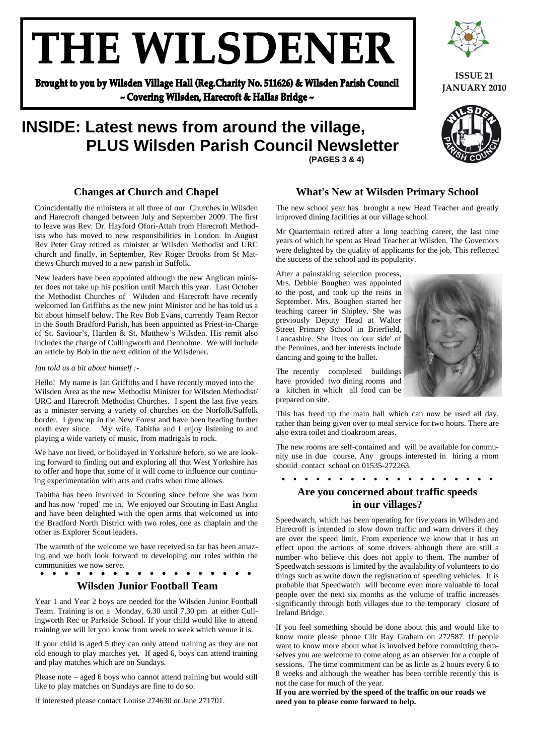# THE WILSDENER

**Brought to you by Wilsden Village Hall (Reg.Charity No. 511626) & Wilsden Parish Council**
**~ Covering Wilsden, Harecroft & Hallas Bridge ~**

**ISSUE 21**
**JANUARY 2010**

## INSIDE: Latest news from around the village, PLUS Wilsden Parish Council Newsletter

**(PAGES 3 & 4)**

### Changes at Church and Chapel

Coincidentally the ministers at all three of our Churches in Wilsden and Harecroft changed between July and September 2009. The first to leave was Rev. Dr. Hayford Ofori-Attah from Harecroft Methodists who has moved to new responsibilities in London. In August Rev Peter Gray retired as minister at Wilsden Methodist and URC church and finally, in September, Rev Roger Brooks from St Matthews Church moved to a new parish in Suffolk.

New leaders have been appointed although the new Anglican minister does not take up his position until March this year. Last October the Methodist Churches of Wilsden and Harecroft have recently welcomed Ian Griffiths as the new joint Minister and he has told us a bit about himself below. The Rev Bob Evans, currently Team Rector in the South Bradford Parish, has been appointed as Priest-in-Charge of St. Saviour's, Harden & St. Matthew's Wilsden. His remit also includes the charge of Cullingworth and Denholme. We will include an article by Bob in the next edition of the Wilsdener.

*Ian told us a bit about himself :-*

Hello! My name is Ian Griffiths and I have recently moved into the Wilsden Area as the new Methodist Minister for Wilsden Methodist/URC and Harecroft Methodist Churches. I spent the last five years as a minister serving a variety of churches on the Norfolk/Suffolk border. I grew up in the New Forest and have been heading further north ever since. My wife, Tabitha and I enjoy listening to and playing a wide variety of music, from madrigals to rock.

We have not lived, or holidayed in Yorkshire before, so we are looking forward to finding out and exploring all that West Yorkshire has to offer and hope that some of it will come to influence our continuing experimentation with arts and crafts when time allows.

Tabitha has been involved in Scouting since before she was born and has now 'roped' me in. We enjoyed our Scouting in East Anglia and have been delighted with the open arms that welcomed us into the Bradford North District with two roles, one as chaplain and the other as Explorer Scout leaders.

The warmth of the welcome we have received so far has been amazing and we both look forward to developing our roles within the communities we now serve.

### Wilsden Junior Football Team

Year 1 and Year 2 boys are needed for the Wilsden Junior Football Team. Training is on a Monday, 6.30 until 7.30 pm at either Cullingworth Rec or Parkside School. If your child would like to attend training we will let you know from week to week which venue it is.

If your child is aged 5 they can only attend training as they are not old enough to play matches yet. If aged 6, boys can attend training and play matches which are on Sundays.

Please note – aged 6 boys who cannot attend training but would still like to play matches on Sundays are fine to do so.

If interested please contact Louise 274630 or Jane 271701.

### What's New at Wilsden Primary School

The new school year has brought a new Head Teacher and greatly improved dining facilities at our village school.

Mr Quartermain retired after a long teaching career, the last nine years of which he spent as Head Teacher at Wilsden. The Governors were delighted by the quality of applicants for the job. This reflected the success of the school and its popularity.

After a painstaking selection process, Mrs. Debbie Boughen was appointed to the post, and took up the reins in September. Mrs. Boughen started her teaching career in Shipley. She was previously Deputy Head at Walter Street Primary School in Brierfield, Lancashire. She lives on 'our side' of the Pennines, and her interests include dancing and going to the ballet.

The recently completed buildings have provided two dining rooms and a kitchen in which all food can be prepared on site.

This has freed up the main hall which can now be used all day, rather than being given over to meal service for two hours. There are also extra toilet and cloakroom areas.

The new rooms are self-contained and will be available for community use in due course. Any groups interested in hiring a room should contact school on 01535-272263.

### Are you concerned about traffic speeds in our villages?

Speedwatch, which has been operating for five years in Wilsden and Harecroft is intended to slow down traffic and warn drivers if they are over the speed limit. From experience we know that it has an effect upon the actions of some drivers although there are still a number who believe this does not apply to them. The number of Speedwatch sessions is limited by the availability of volunteers to do things such as write down the registration of speeding vehicles. It is probable that Speedwatch will become even more valuable to local people over the next six months as the volume of traffic increases significantly through both villages due to the temporary closure of Ireland Bridge.

If you feel something should be done about this and would like to know more please phone Cllr Ray Graham on 272587. If people want to know more about what is involved before committing themselves you are welcome to come along as an observer for a couple of sessions. The time commitment can be as little as 2 hours every 6 to 8 weeks and although the weather has been terrible recently this is not the case for much of the year.

**If you are worried by the speed of the traffic on our roads we need you to please come forward to help.**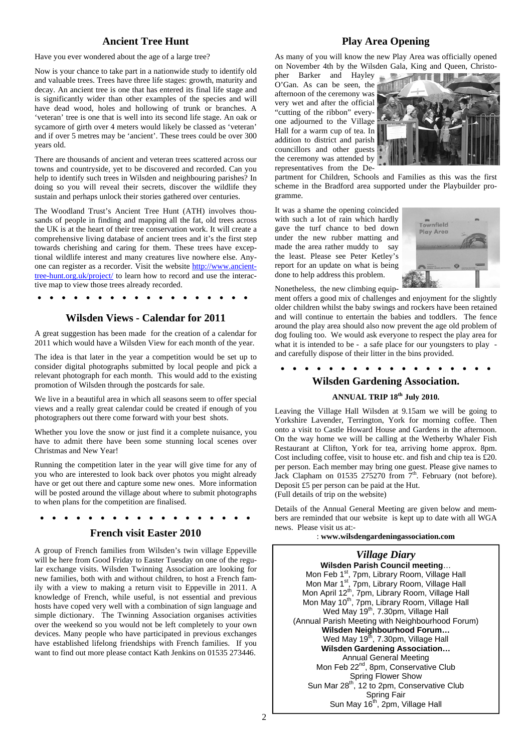## Ancient Tree Hunt

Have you ever wondered about the age of a large tree?

Now is your chance to take part in a nationwide study to identify old and valuable trees. Trees have three life stages: growth, maturity and decay. An ancient tree is one that has entered its final life stage and is significantly wider than other examples of the species and will have dead wood, holes and hollowing of trunk or branches. A 'veteran' tree is one that is well into its second life stage. An oak or sycamore of girth over 4 meters would likely be classed as 'veteran' and if over 5 metres may be 'ancient'. These trees could be over 300 years old.

There are thousands of ancient and veteran trees scattered across our towns and countryside, yet to be discovered and recorded. Can you help to identify such trees in Wilsden and neighbouring parishes? In doing so you will reveal their secrets, discover the wildlife they sustain and perhaps unlock their stories gathered over centuries.

The Woodland Trust's Ancient Tree Hunt (ATH) involves thousands of people in finding and mapping all the fat, old trees across the UK is at the heart of their tree conservation work. It will create a comprehensive living database of ancient trees and it's the first step towards cherishing and caring for them. These trees have exceptional wildlife interest and many creatures live nowhere else. Anyone can register as a recorder. Visit the website http://www.ancient-tree-hunt.org.uk/project/ to learn how to record and use the interactive map to view those trees already recorded.

## Wilsden Views - Calendar for 2011

A great suggestion has been made for the creation of a calendar for 2011 which would have a Wilsden View for each month of the year.

The idea is that later in the year a competition would be set up to consider digital photographs submitted by local people and pick a relevant photograph for each month. This would add to the existing promotion of Wilsden through the postcards for sale.

We live in a beautiful area in which all seasons seem to offer special views and a really great calendar could be created if enough of you photographers out there come forward with your best shots.

Whether you love the snow or just find it a complete nuisance, you have to admit there have been some stunning local scenes over Christmas and New Year!

Running the competition later in the year will give time for any of you who are interested to look back over photos you might already have or get out there and capture some new ones. More information will be posted around the village about where to submit photographs to when plans for the competition are finalised.

## French visit Easter 2010

A group of French families from Wilsden's twin village Eppeville will be here from Good Friday to Easter Tuesday on one of the regular exchange visits. Wilsden Twinning Association are looking for new families, both with and without children, to host a French family with a view to making a return visit to Eppeville in 2011. A knowledge of French, while useful, is not essential and previous hosts have coped very well with a combination of sign language and simple dictionary. The Twinning Association organises activities over the weekend so you would not be left completely to your own devices. Many people who have participated in previous exchanges have established lifelong friendships with French families. If you want to find out more please contact Kath Jenkins on 01535 273446.

## Play Area Opening

As many of you will know the new Play Area was officially opened on November 4th by the Wilsden Gala, King and Queen, Christopher Barker and Hayley O'Gan. As can be seen, the afternoon of the ceremony was very wet and after the official "cutting of the ribbon" everyone adjourned to the Village Hall for a warm cup of tea. In addition to district and parish councillors and other guests the ceremony was attended by representatives from the Department for Children, Schools and Families as this was the first scheme in the Bradford area supported under the Playbuilder programme.

It was a shame the opening coincided with such a lot of rain which hardly gave the turf chance to bed down under the new rubber matting and made the area rather muddy to say the least. Please see Peter Ketley's report for an update on what is being done to help address this problem.

Nonetheless, the new climbing equipment offers a good mix of challenges and enjoyment for the slightly older children whilst the baby swings and rockers have been retained and will continue to entertain the babies and toddlers. The fence around the play area should also now prevent the age old problem of dog fouling too. We would ask everyone to respect the play area for what it is intended to be - a safe place for our youngsters to play - and carefully dispose of their litter in the bins provided.

## Wilsden Gardening Association.

### ANNUAL TRIP 18th July 2010.

Leaving the Village Hall Wilsden at 9.15am we will be going to Yorkshire Lavender, Terrington, York for morning coffee. Then onto a visit to Castle Howard House and Gardens in the afternoon. On the way home we will be calling at the Wetherby Whaler Fish Restaurant at Clifton, York for tea, arriving home approx. 8pm. Cost including coffee, visit to house etc. and fish and chip tea is £20. per person. Each member may bring one guest. Please give names to Jack Clapham on 01535 275270 from 7th. February (not before). Deposit £5 per person can be paid at the Hut.
(Full details of trip on the website)

Details of the Annual General Meeting are given below and members are reminded that our website is kept up to date with all WGA news. Please visit us at:-

: **www.wilsdengardeningassociation.com**

### *Village Diary*

**Wilsden Parish Council meeting**…
Mon Feb 1st, 7pm, Library Room, Village Hall
Mon Mar 1st, 7pm, Library Room, Village Hall
Mon April 12th, 7pm, Library Room, Village Hall
Mon May 10th, 7pm, Library Room, Village Hall
Wed May 19th, 7.30pm, Village Hall
(Annual Parish Meeting with Neighbourhood Forum)

**Wilsden Neighbourhood Forum…**
Wed May 19th, 7.30pm, Village Hall

**Wilsden Gardening Association…**
Annual General Meeting
Mon Feb 22nd, 8pm, Conservative Club
Spring Flower Show
Sun Mar 28th, 12 to 2pm, Conservative Club
Spring Fair
Sun May 16th, 2pm, Village Hall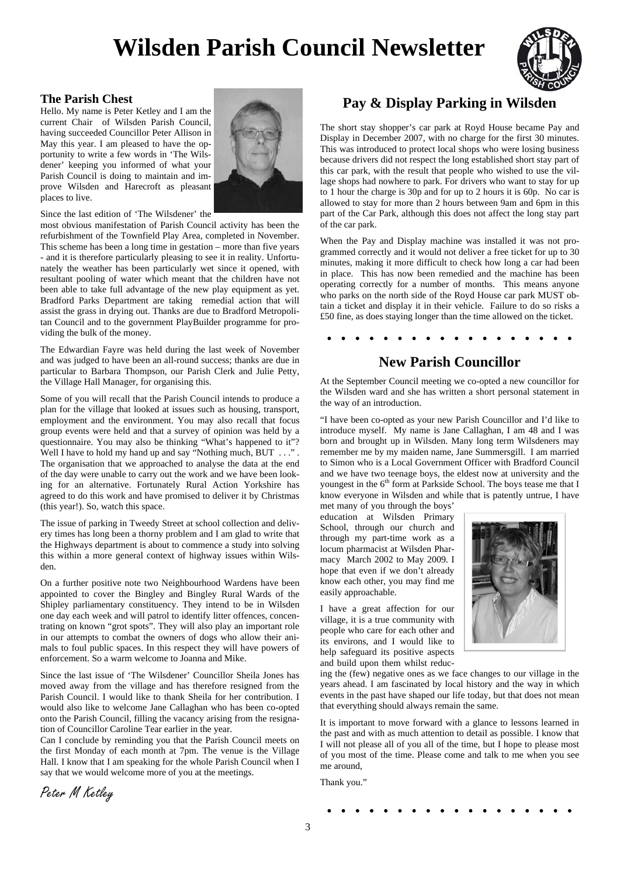# Wilsden Parish Council Newsletter

## The Parish Chest

Hello. My name is Peter Ketley and I am the current Chair of Wilsden Parish Council, having succeeded Councillor Peter Allison in May this year. I am pleased to have the opportunity to write a few words in 'The Wilsdener' keeping you informed of what your Parish Council is doing to maintain and improve Wilsden and Harecroft as pleasant places to live.

Since the last edition of 'The Wilsdener' the most obvious manifestation of Parish Council activity has been the refurbishment of the Townfield Play Area, completed in November. This scheme has been a long time in gestation – more than five years - and it is therefore particularly pleasing to see it in reality. Unfortunately the weather has been particularly wet since it opened, with resultant pooling of water which meant that the children have not been able to take full advantage of the new play equipment as yet. Bradford Parks Department are taking remedial action that will assist the grass in drying out. Thanks are due to Bradford Metropolitan Council and to the government PlayBuilder programme for providing the bulk of the money.

The Edwardian Fayre was held during the last week of November and was judged to have been an all-round success; thanks are due in particular to Barbara Thompson, our Parish Clerk and Julie Petty, the Village Hall Manager, for organising this.

Some of you will recall that the Parish Council intends to produce a plan for the village that looked at issues such as housing, transport, employment and the environment. You may also recall that focus group events were held and that a survey of opinion was held by a questionnaire. You may also be thinking "What's happened to it"? Well I have to hold my hand up and say "Nothing much, BUT . . ." . The organisation that we approached to analyse the data at the end of the day were unable to carry out the work and we have been looking for an alternative. Fortunately Rural Action Yorkshire has agreed to do this work and have promised to deliver it by Christmas (this year!). So, watch this space.

The issue of parking in Tweedy Street at school collection and delivery times has long been a thorny problem and I am glad to write that the Highways department is about to commence a study into solving this within a more general context of highway issues within Wilsden.

On a further positive note two Neighbourhood Wardens have been appointed to cover the Bingley and Bingley Rural Wards of the Shipley parliamentary constituency. They intend to be in Wilsden one day each week and will patrol to identify litter offences, concentrating on known "grot spots". They will also play an important role in our attempts to combat the owners of dogs who allow their animals to foul public spaces. In this respect they will have powers of enforcement. So a warm welcome to Joanna and Mike.

Since the last issue of 'The Wilsdener' Councillor Sheila Jones has moved away from the village and has therefore resigned from the Parish Council. I would like to thank Sheila for her contribution. I would also like to welcome Jane Callaghan who has been co-opted onto the Parish Council, filling the vacancy arising from the resignation of Councillor Caroline Tear earlier in the year.

Can I conclude by reminding you that the Parish Council meets on the first Monday of each month at 7pm. The venue is the Village Hall. I know that I am speaking for the whole Parish Council when I say that we would welcome more of you at the meetings.

*Peter M Ketley*

## Pay & Display Parking in Wilsden

The short stay shopper's car park at Royd House became Pay and Display in December 2007, with no charge for the first 30 minutes. This was introduced to protect local shops who were losing business because drivers did not respect the long established short stay part of this car park, with the result that people who wished to use the village shops had nowhere to park. For drivers who want to stay for up to 1 hour the charge is 30p and for up to 2 hours it is 60p. No car is allowed to stay for more than 2 hours between 9am and 6pm in this part of the Car Park, although this does not affect the long stay part of the car park.

When the Pay and Display machine was installed it was not programmed correctly and it would not deliver a free ticket for up to 30 minutes, making it more difficult to check how long a car had been in place. This has now been remedied and the machine has been operating correctly for a number of months. This means anyone who parks on the north side of the Royd House car park MUST obtain a ticket and display it in their vehicle. Failure to do so risks a £50 fine, as does staying longer than the time allowed on the ticket.

## New Parish Councillor

At the September Council meeting we co-opted a new councillor for the Wilsden ward and she has written a short personal statement in the way of an introduction.

"I have been co-opted as your new Parish Councillor and I'd like to introduce myself. My name is Jane Callaghan, I am 48 and I was born and brought up in Wilsden. Many long term Wilsdeners may remember me by my maiden name, Jane Summersgill. I am married to Simon who is a Local Government Officer with Bradford Council and we have two teenage boys, the eldest now at university and the youngest in the 6th form at Parkside School. The boys tease me that I know everyone in Wilsden and while that is patently untrue, I have met many of you through the boys' education at Wilsden Primary School, through our church and through my part-time work as a locum pharmacist at Wilsden Pharmacy March 2002 to May 2009. I hope that even if we don't already know each other, you may find me easily approachable.

I have a great affection for our village, it is a true community with people who care for each other and its environs, and I would like to help safeguard its positive aspects and build upon them whilst reducing the (few) negative ones as we face changes to our village in the years ahead. I am fascinated by local history and the way in which events in the past have shaped our life today, but that does not mean that everything should always remain the same.

It is important to move forward with a glance to lessons learned in the past and with as much attention to detail as possible. I know that I will not please all of you all of the time, but I hope to please most of you most of the time. Please come and talk to me when you see me around,

Thank you."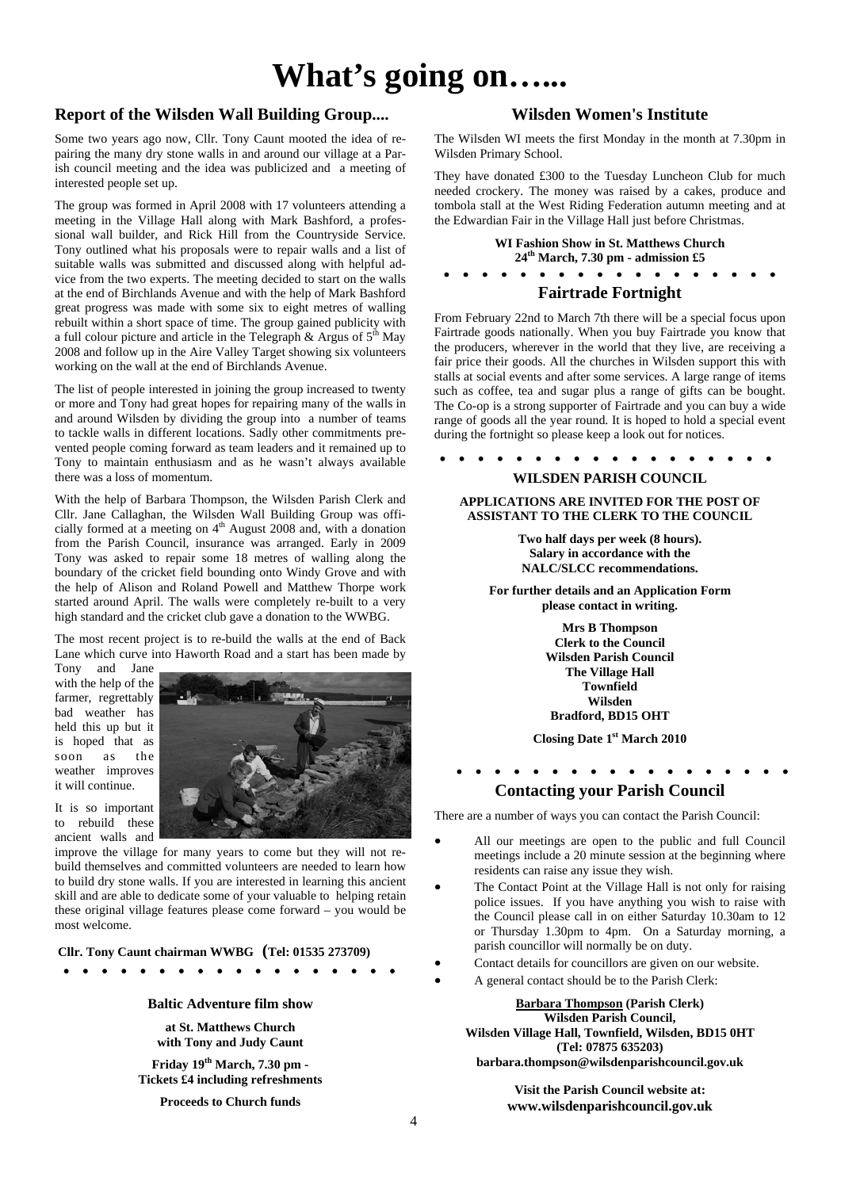# What's going on…...

## Report of the Wilsden Wall Building Group....

Some two years ago now, Cllr. Tony Caunt mooted the idea of repairing the many dry stone walls in and around our village at a Parish council meeting and the idea was publicized and a meeting of interested people set up.

The group was formed in April 2008 with 17 volunteers attending a meeting in the Village Hall along with Mark Bashford, a professional wall builder, and Rick Hill from the Countryside Service. Tony outlined what his proposals were to repair walls and a list of suitable walls was submitted and discussed along with helpful advice from the two experts. The meeting decided to start on the walls at the end of Birchlands Avenue and with the help of Mark Bashford great progress was made with some six to eight metres of walling rebuilt within a short space of time. The group gained publicity with a full colour picture and article in the Telegraph & Argus of 5th May 2008 and follow up in the Aire Valley Target showing six volunteers working on the wall at the end of Birchlands Avenue.

The list of people interested in joining the group increased to twenty or more and Tony had great hopes for repairing many of the walls in and around Wilsden by dividing the group into a number of teams to tackle walls in different locations. Sadly other commitments prevented people coming forward as team leaders and it remained up to Tony to maintain enthusiasm and as he wasn't always available there was a loss of momentum.

With the help of Barbara Thompson, the Wilsden Parish Clerk and Cllr. Jane Callaghan, the Wilsden Wall Building Group was officially formed at a meeting on 4th August 2008 and, with a donation from the Parish Council, insurance was arranged. Early in 2009 Tony was asked to repair some 18 metres of walling along the boundary of the cricket field bounding onto Windy Grove and with the help of Alison and Roland Powell and Matthew Thorpe work started around April. The walls were completely re-built to a very high standard and the cricket club gave a donation to the WWBG.

The most recent project is to re-build the walls at the end of Back Lane which curve into Haworth Road and a start has been made by Tony and Jane with the help of the farmer, regrettably bad weather has held this up but it is hoped that as soon as the weather improves it will continue.

It is so important to rebuild these ancient walls and improve the village for many years to come but they will not rebuild themselves and committed volunteers are needed to learn how to build dry stone walls. If you are interested in learning this ancient skill and are able to dedicate some of your valuable to helping retain these original village features please come forward – you would be most welcome.

**Cllr. Tony Caunt chairman WWBG (Tel: 01535 273709)**

**Baltic Adventure film show**

**at St. Matthews Church**
**with Tony and Judy Caunt**

**Friday 19th March, 7.30 pm -**
**Tickets £4 including refreshments**

**Proceeds to Church funds**

## Wilsden Women's Institute

The Wilsden WI meets the first Monday in the month at 7.30pm in Wilsden Primary School.

They have donated £300 to the Tuesday Luncheon Club for much needed crockery. The money was raised by a cakes, produce and tombola stall at the West Riding Federation autumn meeting and at the Edwardian Fair in the Village Hall just before Christmas.

**WI Fashion Show in St. Matthews Church**
**24th March, 7.30 pm - admission £5**

## Fairtrade Fortnight

From February 22nd to March 7th there will be a special focus upon Fairtrade goods nationally. When you buy Fairtrade you know that the producers, wherever in the world that they live, are receiving a fair price their goods. All the churches in Wilsden support this with stalls at social events and after some services. A large range of items such as coffee, tea and sugar plus a range of gifts can be bought. The Co-op is a strong supporter of Fairtrade and you can buy a wide range of goods all the year round. It is hoped to hold a special event during the fortnight so please keep a look out for notices.

**WILSDEN PARISH COUNCIL**

**APPLICATIONS ARE INVITED FOR THE POST OF ASSISTANT TO THE CLERK TO THE COUNCIL**

**Two half days per week (8 hours).**
**Salary in accordance with the NALC/SLCC recommendations.**

**For further details and an Application Form please contact in writing.**

**Mrs B Thompson**
**Clerk to the Council**
**Wilsden Parish Council**
**The Village Hall**
**Townfield**
**Wilsden**
**Bradford, BD15 OHT**

**Closing Date 1st March 2010**

## Contacting your Parish Council

There are a number of ways you can contact the Parish Council:

- All our meetings are open to the public and full Council meetings include a 20 minute session at the beginning where residents can raise any issue they wish.
- The Contact Point at the Village Hall is not only for raising police issues. If you have anything you wish to raise with the Council please call in on either Saturday 10.30am to 12 or Thursday 1.30pm to 4pm. On a Saturday morning, a parish councillor will normally be on duty.
- Contact details for councillors are given on our website.
- A general contact should be to the Parish Clerk:

**Barbara Thompson (Parish Clerk)**
**Wilsden Parish Council,**
**Wilsden Village Hall, Townfield, Wilsden, BD15 0HT**
**(Tel: 07875 635203)**
**barbara.thompson@wilsdenparishcouncil.gov.uk**

**Visit the Parish Council website at:**
**www.wilsdenparishcouncil.gov.uk**